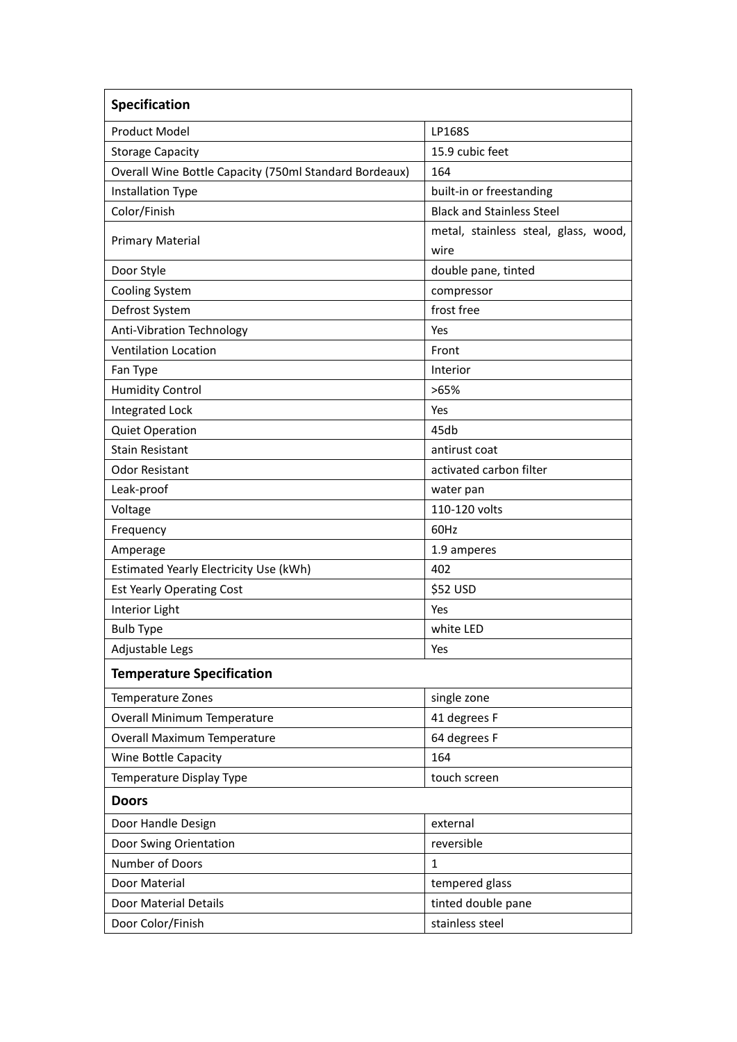| Specification | |
|---|---|
| Product Model | LP168S |
| Storage Capacity | 15.9 cubic feet |
| Overall Wine Bottle Capacity (750ml Standard Bordeaux) | 164 |
| Installation Type | built-in or freestanding |
| Color/Finish | Black and Stainless Steel |
| Primary Material | metal, stainless steal, glass, wood, wire |
| Door Style | double pane, tinted |
| Cooling System | compressor |
| Defrost System | frost free |
| Anti-Vibration Technology | Yes |
| Ventilation Location | Front |
| Fan Type | Interior |
| Humidity Control | >65% |
| Integrated Lock | Yes |
| Quiet Operation | 45db |
| Stain Resistant | antirust coat |
| Odor Resistant | activated carbon filter |
| Leak-proof | water pan |
| Voltage | 110-120 volts |
| Frequency | 60Hz |
| Amperage | 1.9 amperes |
| Estimated Yearly Electricity Use (kWh) | 402 |
| Est Yearly Operating Cost | $52 USD |
| Interior Light | Yes |
| Bulb Type | white LED |
| Adjustable Legs | Yes |
| **Temperature Specification** | |
| Temperature Zones | single zone |
| Overall Minimum Temperature | 41 degrees F |
| Overall Maximum Temperature | 64 degrees F |
| Wine Bottle Capacity | 164 |
| Temperature Display Type | touch screen |
| **Doors** | |
| Door Handle Design | external |
| Door Swing Orientation | reversible |
| Number of Doors | 1 |
| Door Material | tempered glass |
| Door Material Details | tinted double pane |
| Door Color/Finish | stainless steel |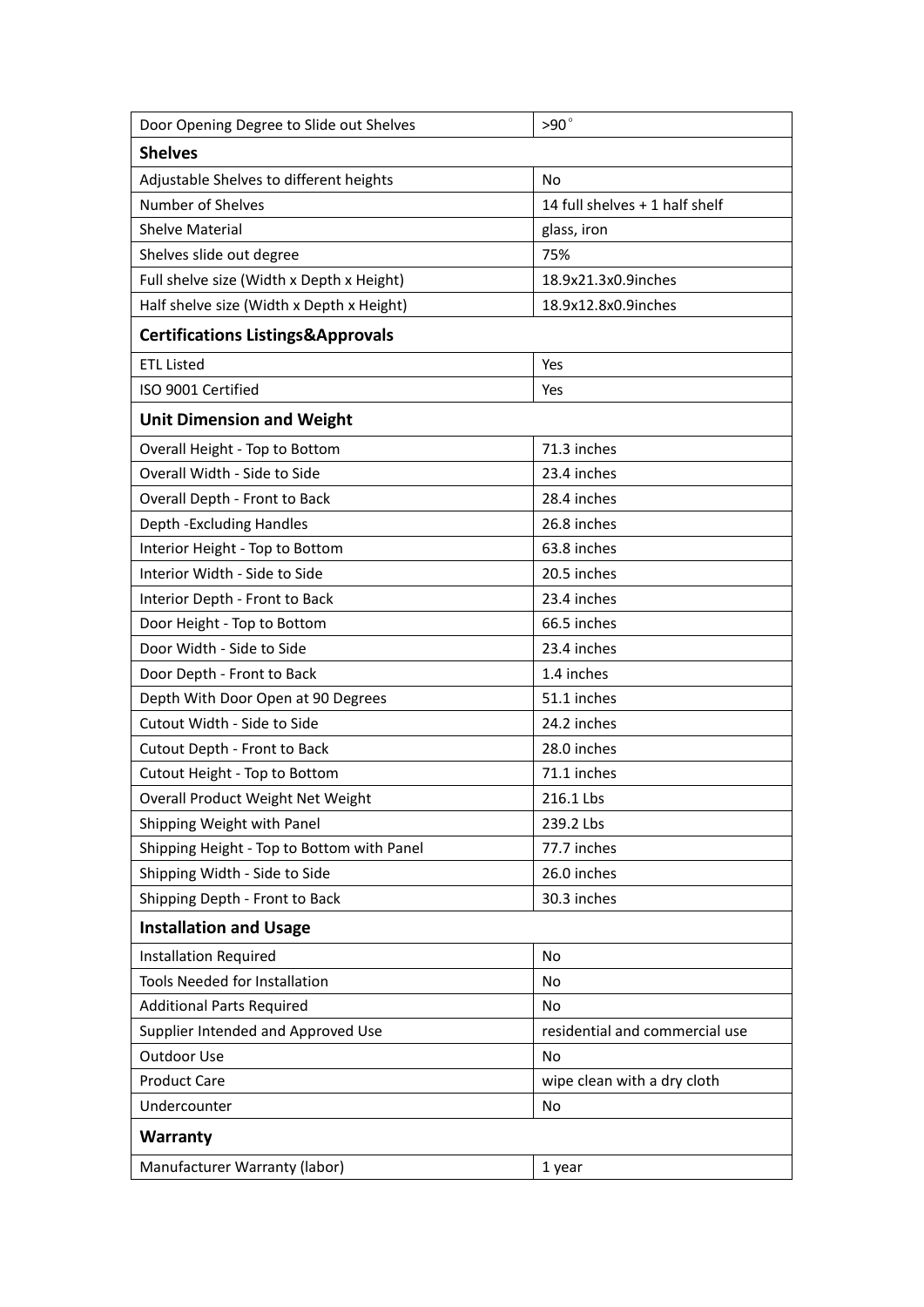| Door Opening Degree to Slide out Shelves | >90° |
| --- | --- |
| **Shelves** | |
| Adjustable Shelves to different heights | No |
| Number of Shelves | 14 full shelves + 1 half shelf |
| Shelve Material | glass, iron |
| Shelves slide out degree | 75% |
| Full shelve size (Width x Depth x Height) | 18.9x21.3x0.9inches |
| Half shelve size (Width x Depth x Height) | 18.9x12.8x0.9inches |
| **Certifications Listings&Approvals** | |
| ETL Listed | Yes |
| ISO 9001 Certified | Yes |
| **Unit Dimension and Weight** | |
| Overall Height - Top to Bottom | 71.3 inches |
| Overall Width - Side to Side | 23.4 inches |
| Overall Depth - Front to Back | 28.4 inches |
| Depth -Excluding Handles | 26.8 inches |
| Interior Height - Top to Bottom | 63.8 inches |
| Interior Width - Side to Side | 20.5 inches |
| Interior Depth - Front to Back | 23.4 inches |
| Door Height - Top to Bottom | 66.5 inches |
| Door Width - Side to Side | 23.4 inches |
| Door Depth - Front to Back | 1.4 inches |
| Depth With Door Open at 90 Degrees | 51.1 inches |
| Cutout Width - Side to Side | 24.2 inches |
| Cutout Depth - Front to Back | 28.0 inches |
| Cutout Height - Top to Bottom | 71.1 inches |
| Overall Product Weight Net Weight | 216.1 Lbs |
| Shipping Weight with Panel | 239.2 Lbs |
| Shipping Height - Top to Bottom with Panel | 77.7 inches |
| Shipping Width - Side to Side | 26.0 inches |
| Shipping Depth - Front to Back | 30.3 inches |
| **Installation and Usage** | |
| Installation Required | No |
| Tools Needed for Installation | No |
| Additional Parts Required | No |
| Supplier Intended and Approved Use | residential and commercial use |
| Outdoor Use | No |
| Product Care | wipe clean with a dry cloth |
| Undercounter | No |
| **Warranty** | |
| Manufacturer Warranty (labor) | 1 year |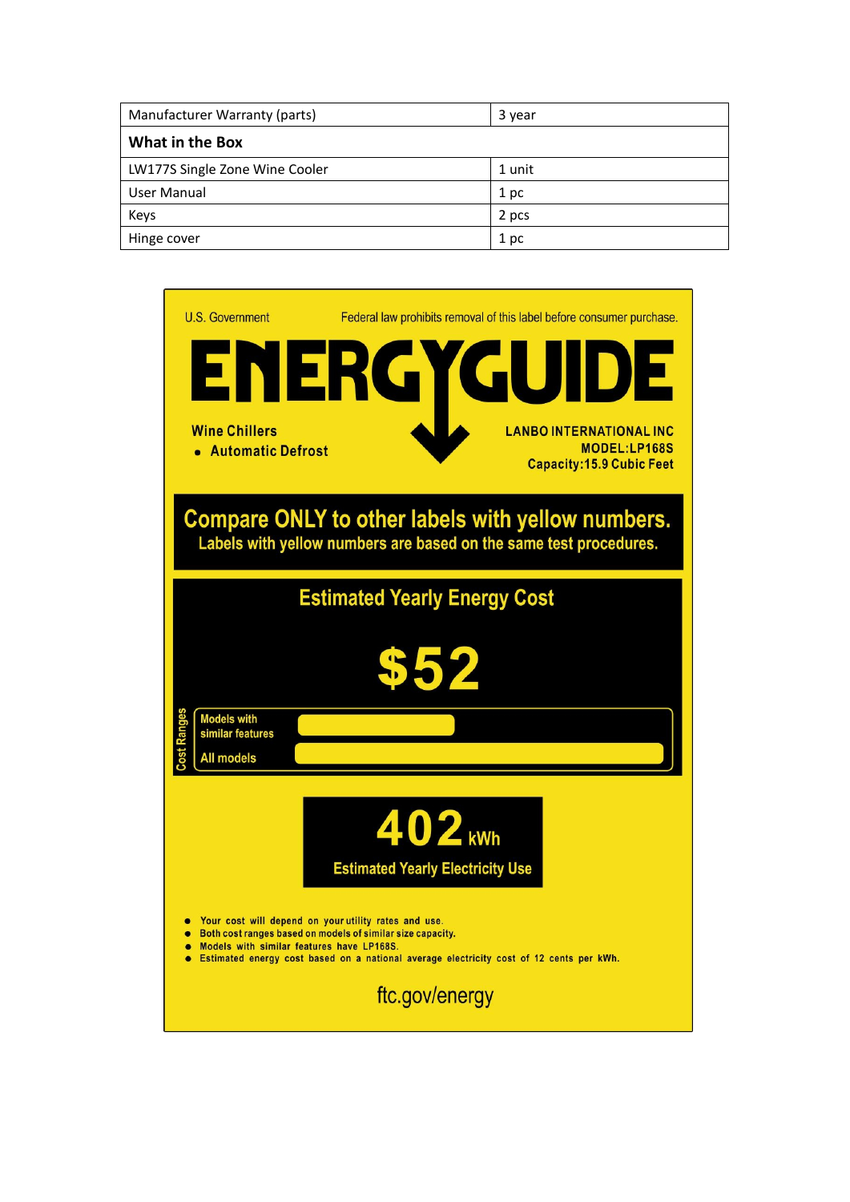| | |
|---|---|
| Manufacturer Warranty (parts) | 3 year |
| **What in the Box** | |
| LW177S Single Zone Wine Cooler | 1 unit |
| User Manual | 1 pc |
| Keys | 2 pcs |
| Hinge cover | 1 pc |

U.S. Government

Federal law prohibits removal of this label before consumer purchase.

# ENERGYGUIDE

**Wine Chillers**

- **Automatic Defrost**

**LANBO INTERNATIONAL INC**
**MODEL:LP168S**
**Capacity:15.9 Cubic Feet**

**Compare ONLY to other labels with yellow numbers.**
**Labels with yellow numbers are based on the same test procedures.**

**Estimated Yearly Energy Cost**

**$52**

Cost Ranges

Models with similar features

All models

**402 kWh**

**Estimated Yearly Electricity Use**

- Your cost will depend on your utility rates and use.
- Both cost ranges based on models of similar size capacity.
- Models with similar features have LP168S.
- Estimated energy cost based on a national average electricity cost of 12 cents per kWh.

ftc.gov/energy